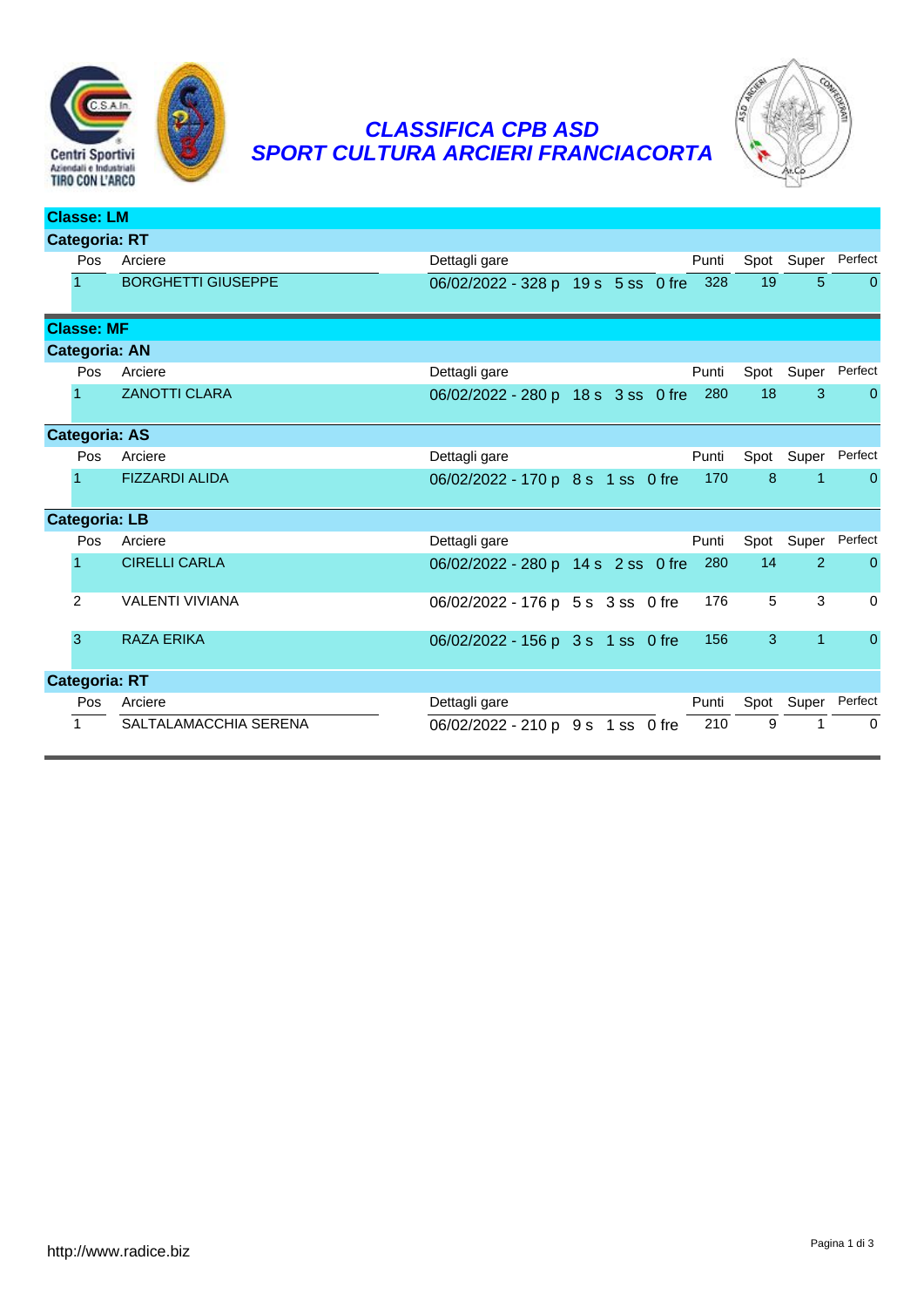# CLASSIFICA CPB ASD
# SPORT CULTURA ARCIERI FRANCIACORTA

## Classe: LM

### Categoria: RT

| Pos | Arciere | Dettagli gare | Punti | Spot | Super | Perfect |
|---|---|---|---|---|---|---|
| 1 | BORGHETTI GIUSEPPE | 06/02/2022 - 328 p 19 s 5 ss 0 fre | 328 | 19 | 5 | 0 |

## Classe: MF

### Categoria: AN

| Pos | Arciere | Dettagli gare | Punti | Spot | Super | Perfect |
|---|---|---|---|---|---|---|
| 1 | ZANOTTI CLARA | 06/02/2022 - 280 p 18 s 3 ss 0 fre | 280 | 18 | 3 | 0 |

### Categoria: AS

| Pos | Arciere | Dettagli gare | Punti | Spot | Super | Perfect |
|---|---|---|---|---|---|---|
| 1 | FIZZARDI ALIDA | 06/02/2022 - 170 p 8 s 1 ss 0 fre | 170 | 8 | 1 | 0 |

### Categoria: LB

| Pos | Arciere | Dettagli gare | Punti | Spot | Super | Perfect |
|---|---|---|---|---|---|---|
| 1 | CIRELLI CARLA | 06/02/2022 - 280 p 14 s 2 ss 0 fre | 280 | 14 | 2 | 0 |
| 2 | VALENTI VIVIANA | 06/02/2022 - 176 p 5 s 3 ss 0 fre | 176 | 5 | 3 | 0 |
| 3 | RAZA ERIKA | 06/02/2022 - 156 p 3 s 1 ss 0 fre | 156 | 3 | 1 | 0 |

### Categoria: RT

| Pos | Arciere | Dettagli gare | Punti | Spot | Super | Perfect |
|---|---|---|---|---|---|---|
| 1 | SALTALAMACCHIA SERENA | 06/02/2022 - 210 p 9 s 1 ss 0 fre | 210 | 9 | 1 | 0 |

http://www.radice.biz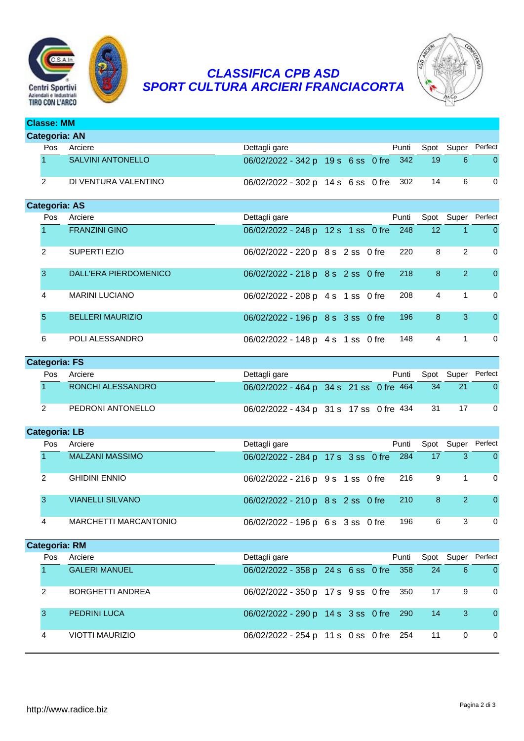# CLASSIFICA CPB ASD
## SPORT CULTURA ARCIERI FRANCIACORTA

**Classe: MM**

**Categoria: AN**

| Pos | Arciere | Dettagli gare | Punti | Spot | Super | Perfect |
|---|---|---|---|---|---|---|
| 1 | SALVINI ANTONELLO | 06/02/2022 - 342 p 19 s 6 ss 0 fre | 342 | 19 | 6 | 0 |
| 2 | DI VENTURA VALENTINO | 06/02/2022 - 302 p 14 s 6 ss 0 fre | 302 | 14 | 6 | 0 |

**Categoria: AS**

| Pos | Arciere | Dettagli gare | Punti | Spot | Super | Perfect |
|---|---|---|---|---|---|---|
| 1 | FRANZINI GINO | 06/02/2022 - 248 p 12 s 1 ss 0 fre | 248 | 12 | 1 | 0 |
| 2 | SUPERTI EZIO | 06/02/2022 - 220 p 8 s 2 ss 0 fre | 220 | 8 | 2 | 0 |
| 3 | DALL'ERA PIERDOMENICO | 06/02/2022 - 218 p 8 s 2 ss 0 fre | 218 | 8 | 2 | 0 |
| 4 | MARINI LUCIANO | 06/02/2022 - 208 p 4 s 1 ss 0 fre | 208 | 4 | 1 | 0 |
| 5 | BELLERI MAURIZIO | 06/02/2022 - 196 p 8 s 3 ss 0 fre | 196 | 8 | 3 | 0 |
| 6 | POLI ALESSANDRO | 06/02/2022 - 148 p 4 s 1 ss 0 fre | 148 | 4 | 1 | 0 |

**Categoria: FS**

| Pos | Arciere | Dettagli gare | Punti | Spot | Super | Perfect |
|---|---|---|---|---|---|---|
| 1 | RONCHI ALESSANDRO | 06/02/2022 - 464 p 34 s 21 ss 0 fre | 464 | 34 | 21 | 0 |
| 2 | PEDRONI ANTONELLO | 06/02/2022 - 434 p 31 s 17 ss 0 fre | 434 | 31 | 17 | 0 |

**Categoria: LB**

| Pos | Arciere | Dettagli gare | Punti | Spot | Super | Perfect |
|---|---|---|---|---|---|---|
| 1 | MALZANI MASSIMO | 06/02/2022 - 284 p 17 s 3 ss 0 fre | 284 | 17 | 3 | 0 |
| 2 | GHIDINI ENNIO | 06/02/2022 - 216 p 9 s 1 ss 0 fre | 216 | 9 | 1 | 0 |
| 3 | VIANELLI SILVANO | 06/02/2022 - 210 p 8 s 2 ss 0 fre | 210 | 8 | 2 | 0 |
| 4 | MARCHETTI MARCANTONIO | 06/02/2022 - 196 p 6 s 3 ss 0 fre | 196 | 6 | 3 | 0 |

**Categoria: RM**

| Pos | Arciere | Dettagli gare | Punti | Spot | Super | Perfect |
|---|---|---|---|---|---|---|
| 1 | GALERI MANUEL | 06/02/2022 - 358 p 24 s 6 ss 0 fre | 358 | 24 | 6 | 0 |
| 2 | BORGHETTI ANDREA | 06/02/2022 - 350 p 17 s 9 ss 0 fre | 350 | 17 | 9 | 0 |
| 3 | PEDRINI LUCA | 06/02/2022 - 290 p 14 s 3 ss 0 fre | 290 | 14 | 3 | 0 |
| 4 | VIOTTI MAURIZIO | 06/02/2022 - 254 p 11 s 0 ss 0 fre | 254 | 11 | 0 | 0 |

http://www.radice.biz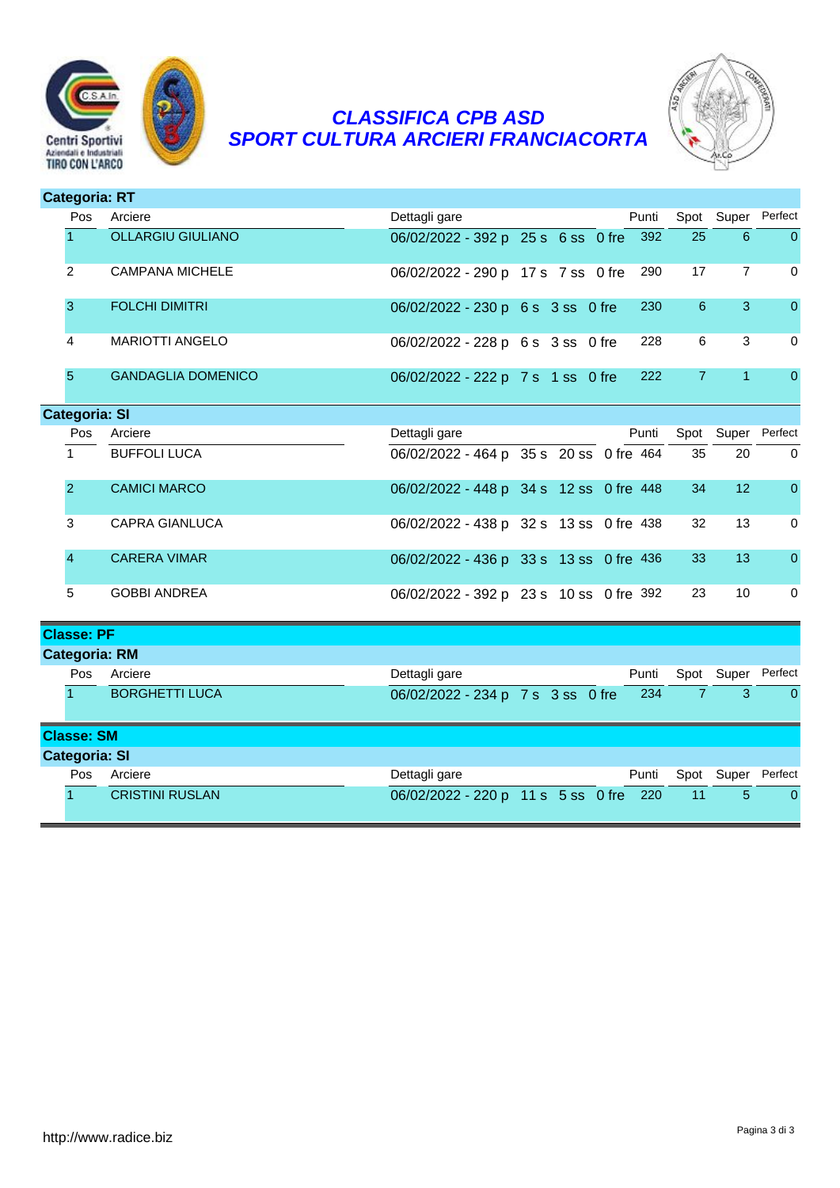# CLASSIFICA CPB ASD
# SPORT CULTURA ARCIERI FRANCIACORTA

## Categoria: RT

| Pos | Arciere | Dettagli gare | Punti | Spot | Super | Perfect |
|---|---|---|---|---|---|---|
| 1 | OLLARGIU GIULIANO | 06/02/2022 - 392 p 25 s 6 ss 0 fre | 392 | 25 | 6 | 0 |
| 2 | CAMPANA MICHELE | 06/02/2022 - 290 p 17 s 7 ss 0 fre | 290 | 17 | 7 | 0 |
| 3 | FOLCHI DIMITRI | 06/02/2022 - 230 p 6 s 3 ss 0 fre | 230 | 6 | 3 | 0 |
| 4 | MARIOTTI ANGELO | 06/02/2022 - 228 p 6 s 3 ss 0 fre | 228 | 6 | 3 | 0 |
| 5 | GANDAGLIA DOMENICO | 06/02/2022 - 222 p 7 s 1 ss 0 fre | 222 | 7 | 1 | 0 |

## Categoria: SI

| Pos | Arciere | Dettagli gare | Punti | Spot | Super | Perfect |
|---|---|---|---|---|---|---|
| 1 | BUFFOLI LUCA | 06/02/2022 - 464 p 35 s 20 ss 0 fre | 464 | 35 | 20 | 0 |
| 2 | CAMICI MARCO | 06/02/2022 - 448 p 34 s 12 ss 0 fre | 448 | 34 | 12 | 0 |
| 3 | CAPRA GIANLUCA | 06/02/2022 - 438 p 32 s 13 ss 0 fre | 438 | 32 | 13 | 0 |
| 4 | CARERA VIMAR | 06/02/2022 - 436 p 33 s 13 ss 0 fre | 436 | 33 | 13 | 0 |
| 5 | GOBBI ANDREA | 06/02/2022 - 392 p 23 s 10 ss 0 fre | 392 | 23 | 10 | 0 |

## Classe: PF

### Categoria: RM

| Pos | Arciere | Dettagli gare | Punti | Spot | Super | Perfect |
|---|---|---|---|---|---|---|
| 1 | BORGHETTI LUCA | 06/02/2022 - 234 p 7 s 3 ss 0 fre | 234 | 7 | 3 | 0 |

## Classe: SM

### Categoria: SI

| Pos | Arciere | Dettagli gare | Punti | Spot | Super | Perfect |
|---|---|---|---|---|---|---|
| 1 | CRISTINI RUSLAN | 06/02/2022 - 220 p 11 s 5 ss 0 fre | 220 | 11 | 5 | 0 |

http://www.radice.biz